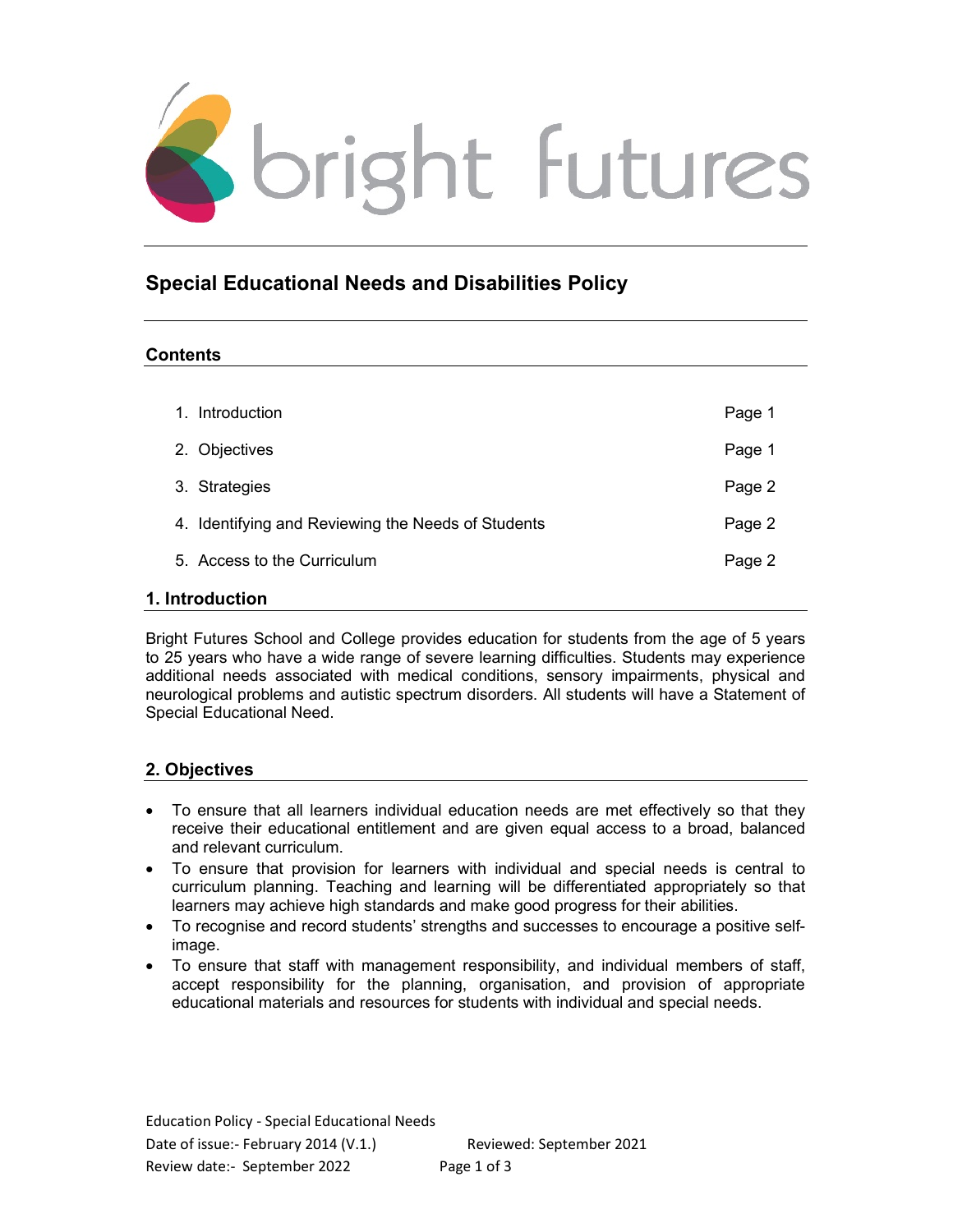bright futures

# Special Educational Needs and Disabilities Policy

## Contents

| | |
|---|---|
| 1. Introduction | Page 1 |
| 2. Objectives | Page 1 |
| 3. Strategies | Page 2 |
| 4. Identifying and Reviewing the Needs of Students | Page 2 |
| 5. Access to the Curriculum | Page 2 |

## 1. Introduction

Bright Futures School and College provides education for students from the age of 5 years to 25 years who have a wide range of severe learning difficulties. Students may experience additional needs associated with medical conditions, sensory impairments, physical and neurological problems and autistic spectrum disorders. All students will have a Statement of Special Educational Need.

## 2. Objectives

- To ensure that all learners individual education needs are met effectively so that they receive their educational entitlement and are given equal access to a broad, balanced and relevant curriculum.
- To ensure that provision for learners with individual and special needs is central to curriculum planning. Teaching and learning will be differentiated appropriately so that learners may achieve high standards and make good progress for their abilities.
- To recognise and record students' strengths and successes to encourage a positive self-image.
- To ensure that staff with management responsibility, and individual members of staff, accept responsibility for the planning, organisation, and provision of appropriate educational materials and resources for students with individual and special needs.

Education Policy - Special Educational Needs
Date of issue:- February 2014 (V.1.) Reviewed: September 2021
Review date:- September 2022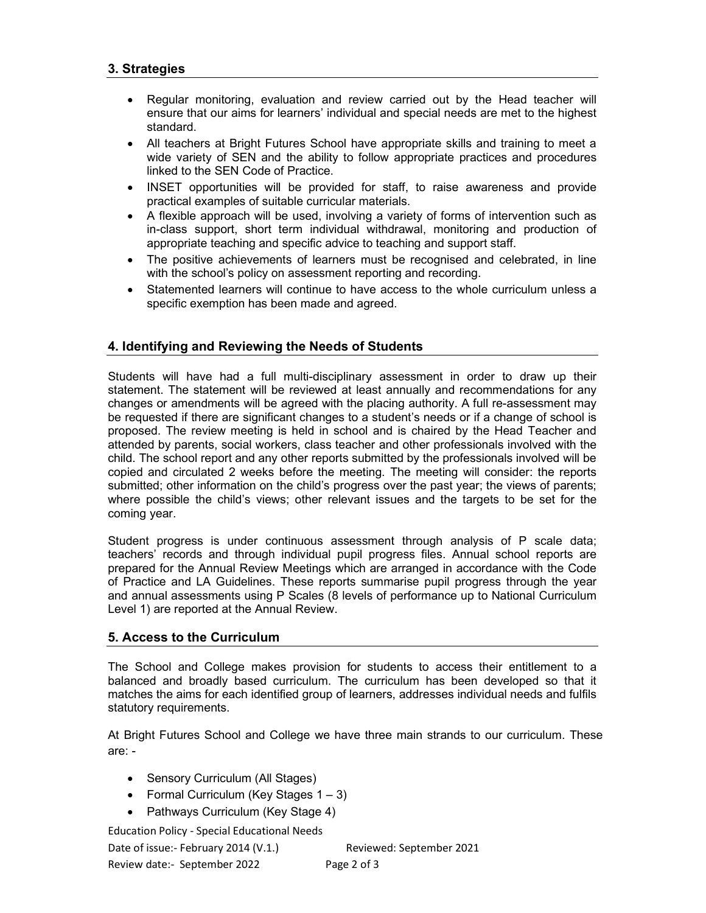## 3. Strategies

- Regular monitoring, evaluation and review carried out by the Head teacher will ensure that our aims for learners' individual and special needs are met to the highest standard.
- All teachers at Bright Futures School have appropriate skills and training to meet a wide variety of SEN and the ability to follow appropriate practices and procedures linked to the SEN Code of Practice.
- INSET opportunities will be provided for staff, to raise awareness and provide practical examples of suitable curricular materials.
- A flexible approach will be used, involving a variety of forms of intervention such as in-class support, short term individual withdrawal, monitoring and production of appropriate teaching and specific advice to teaching and support staff.
- The positive achievements of learners must be recognised and celebrated, in line with the school's policy on assessment reporting and recording.
- Statemented learners will continue to have access to the whole curriculum unless a specific exemption has been made and agreed.

## 4. Identifying and Reviewing the Needs of Students

Students will have had a full multi-disciplinary assessment in order to draw up their statement. The statement will be reviewed at least annually and recommendations for any changes or amendments will be agreed with the placing authority. A full re-assessment may be requested if there are significant changes to a student's needs or if a change of school is proposed. The review meeting is held in school and is chaired by the Head Teacher and attended by parents, social workers, class teacher and other professionals involved with the child. The school report and any other reports submitted by the professionals involved will be copied and circulated 2 weeks before the meeting. The meeting will consider: the reports submitted; other information on the child's progress over the past year; the views of parents; where possible the child's views; other relevant issues and the targets to be set for the coming year.

Student progress is under continuous assessment through analysis of P scale data; teachers' records and through individual pupil progress files. Annual school reports are prepared for the Annual Review Meetings which are arranged in accordance with the Code of Practice and LA Guidelines. These reports summarise pupil progress through the year and annual assessments using P Scales (8 levels of performance up to National Curriculum Level 1) are reported at the Annual Review.

## 5. Access to the Curriculum

The School and College makes provision for students to access their entitlement to a balanced and broadly based curriculum. The curriculum has been developed so that it matches the aims for each identified group of learners, addresses individual needs and fulfils statutory requirements.

At Bright Futures School and College we have three main strands to our curriculum. These are: -

- Sensory Curriculum (All Stages)
- Formal Curriculum (Key Stages 1 – 3)
- Pathways Curriculum (Key Stage 4)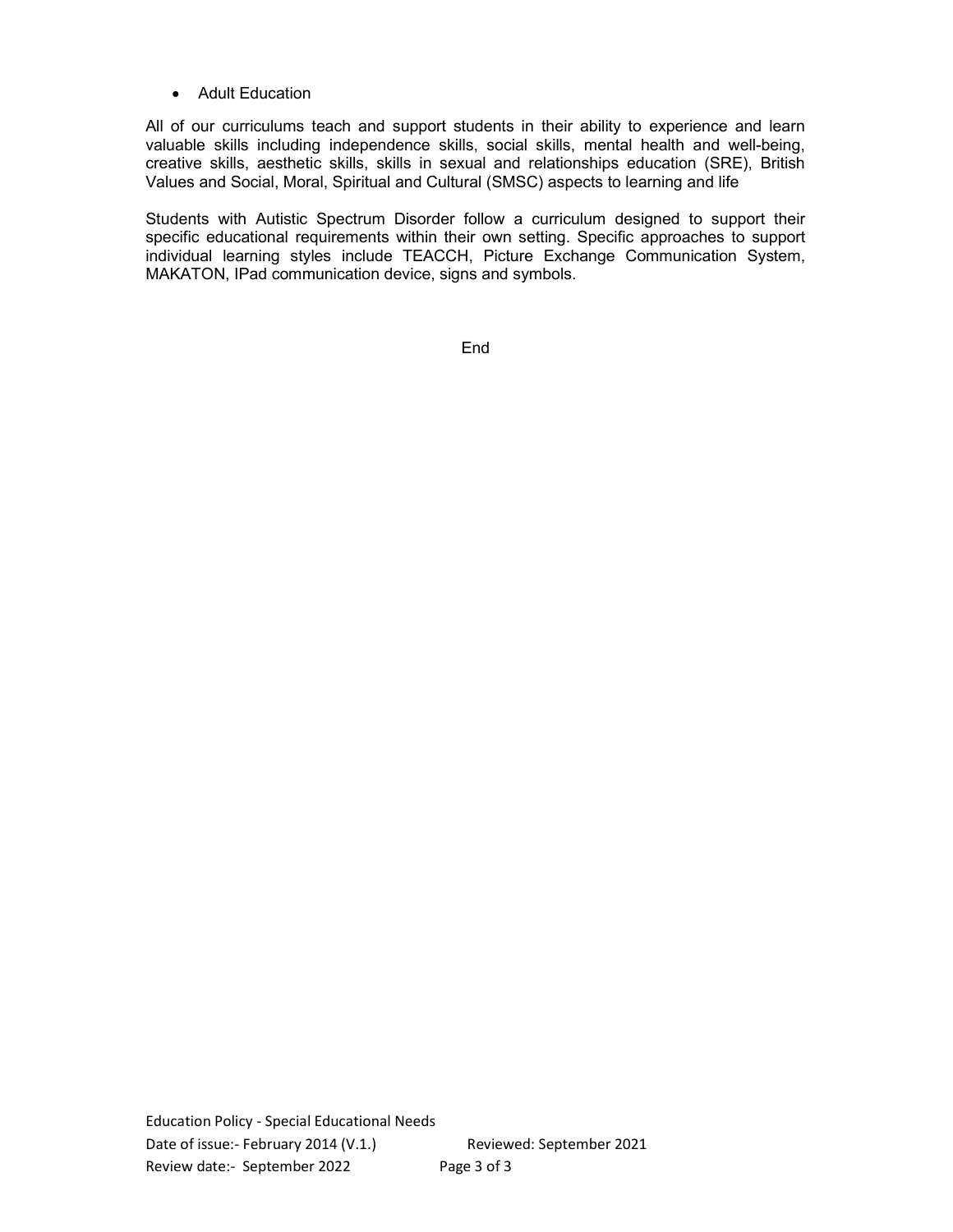- Adult Education

All of our curriculums teach and support students in their ability to experience and learn valuable skills including independence skills, social skills, mental health and well-being, creative skills, aesthetic skills, skills in sexual and relationships education (SRE), British Values and Social, Moral, Spiritual and Cultural (SMSC) aspects to learning and life

Students with Autistic Spectrum Disorder follow a curriculum designed to support their specific educational requirements within their own setting. Specific approaches to support individual learning styles include TEACCH, Picture Exchange Communication System, MAKATON, IPad communication device, signs and symbols.

End